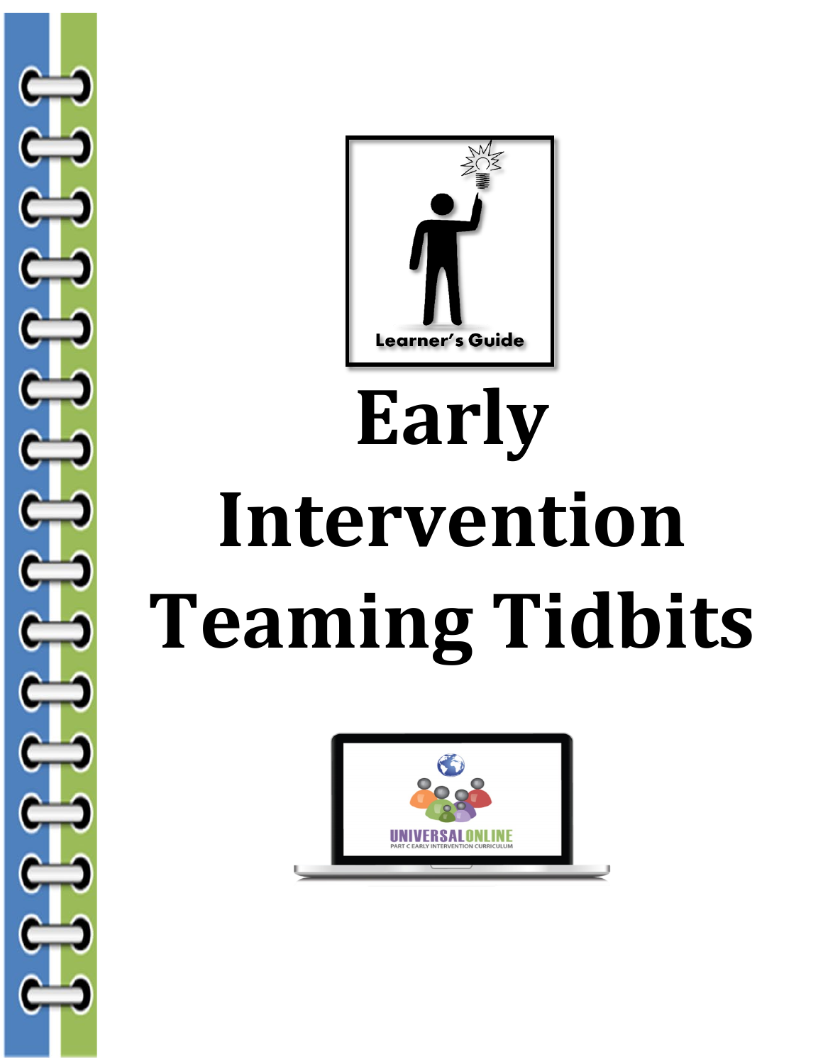Learner's Guide

# Early Intervention Teaming Tidbits

UNIVERSALONLINE
PART C EARLY INTERVENTION CURRICULUM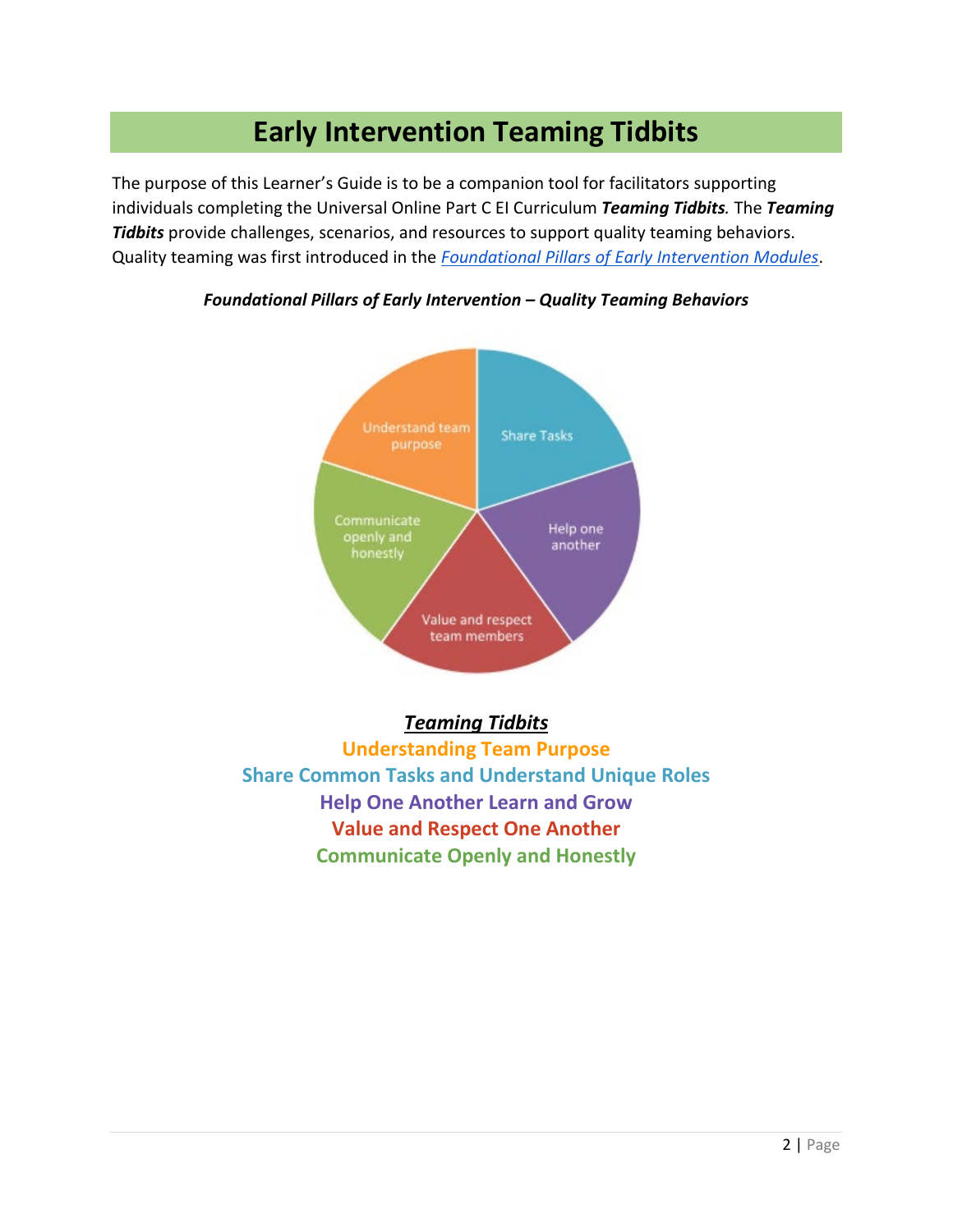# Early Intervention Teaming Tidbits

The purpose of this Learner's Guide is to be a companion tool for facilitators supporting individuals completing the Universal Online Part C EI Curriculum ***Teaming Tidbits.*** The ***Teaming Tidbits*** provide challenges, scenarios, and resources to support quality teaming behaviors. Quality teaming was first introduced in the *Foundational Pillars of Early Intervention Modules*.

***Foundational Pillars of Early Intervention – Quality Teaming Behaviors***

Understand team purpose

Share Tasks

Help one another

Value and respect team members

Communicate openly and honestly

***Teaming Tidbits***

**Understanding Team Purpose**

**Share Common Tasks and Understand Unique Roles**

**Help One Another Learn and Grow**

**Value and Respect One Another**

**Communicate Openly and Honestly**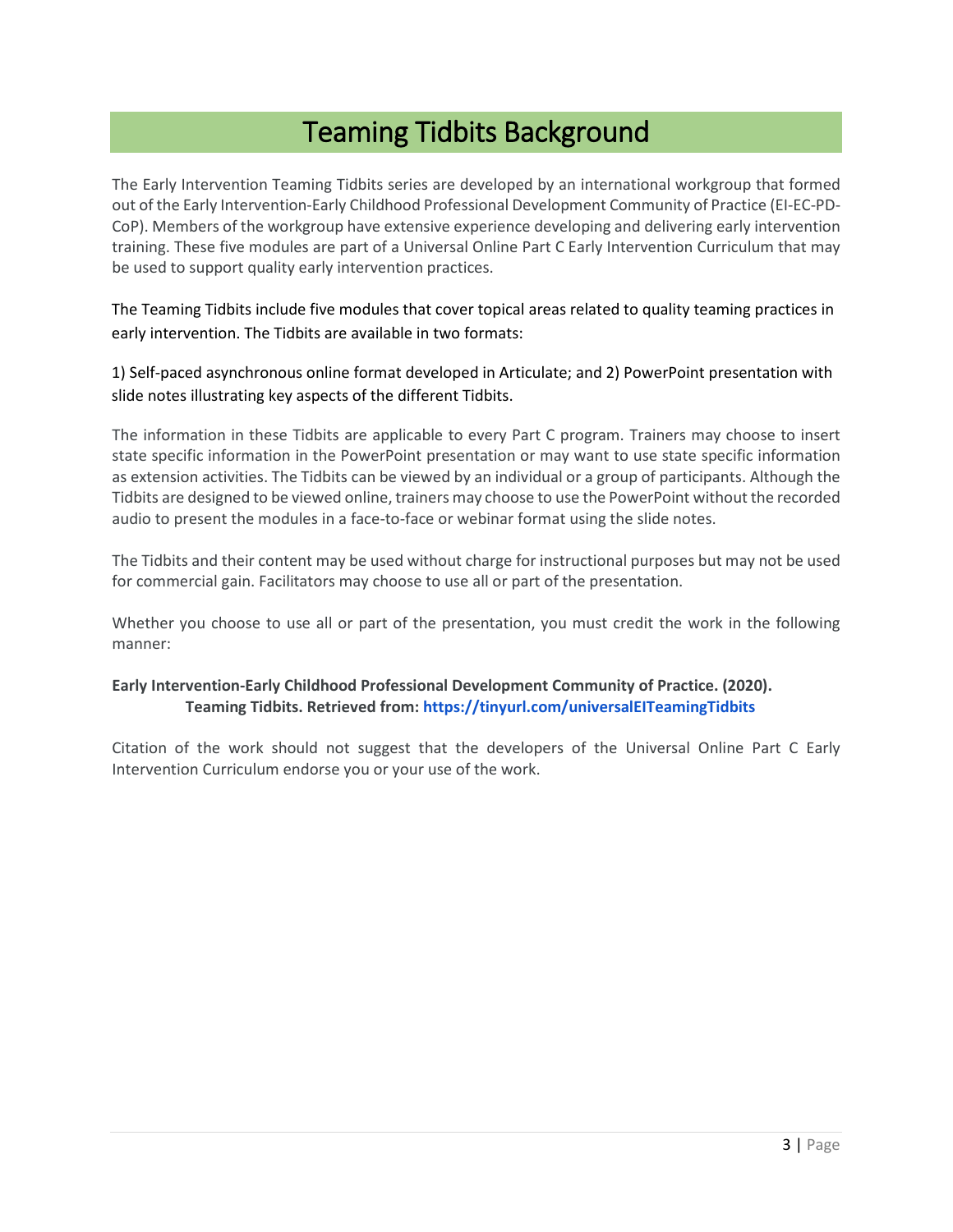# Teaming Tidbits Background

The Early Intervention Teaming Tidbits series are developed by an international workgroup that formed out of the Early Intervention-Early Childhood Professional Development Community of Practice (EI-EC-PD-CoP). Members of the workgroup have extensive experience developing and delivering early intervention training. These five modules are part of a Universal Online Part C Early Intervention Curriculum that may be used to support quality early intervention practices.

The Teaming Tidbits include five modules that cover topical areas related to quality teaming practices in early intervention. The Tidbits are available in two formats:

1) Self-paced asynchronous online format developed in Articulate; and 2) PowerPoint presentation with slide notes illustrating key aspects of the different Tidbits.

The information in these Tidbits are applicable to every Part C program. Trainers may choose to insert state specific information in the PowerPoint presentation or may want to use state specific information as extension activities. The Tidbits can be viewed by an individual or a group of participants. Although the Tidbits are designed to be viewed online, trainers may choose to use the PowerPoint without the recorded audio to present the modules in a face-to-face or webinar format using the slide notes.

The Tidbits and their content may be used without charge for instructional purposes but may not be used for commercial gain. Facilitators may choose to use all or part of the presentation.

Whether you choose to use all or part of the presentation, you must credit the work in the following manner:

**Early Intervention-Early Childhood Professional Development Community of Practice. (2020). Teaming Tidbits. Retrieved from: https://tinyurl.com/universalEITeamingTidbits**

Citation of the work should not suggest that the developers of the Universal Online Part C Early Intervention Curriculum endorse you or your use of the work.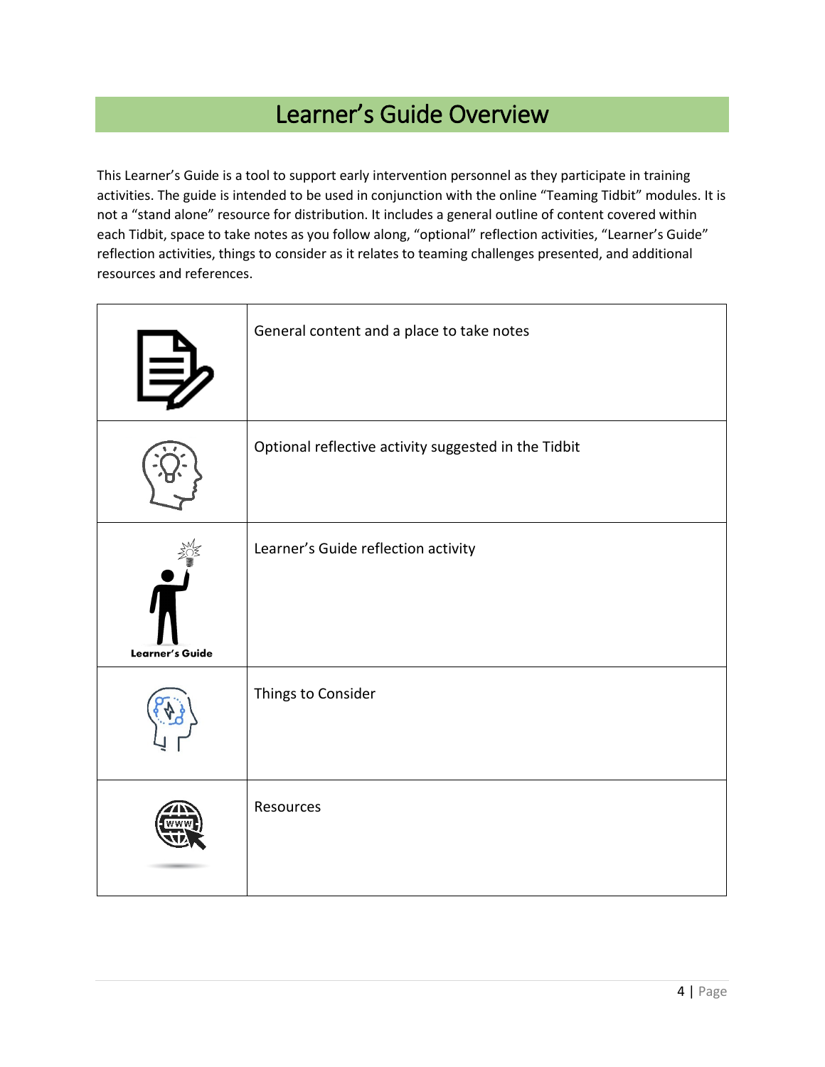# Learner's Guide Overview

This Learner's Guide is a tool to support early intervention personnel as they participate in training activities. The guide is intended to be used in conjunction with the online "Teaming Tidbit" modules. It is not a "stand alone" resource for distribution. It includes a general outline of content covered within each Tidbit, space to take notes as you follow along, "optional" reflection activities, "Learner's Guide" reflection activities, things to consider as it relates to teaming challenges presented, and additional resources and references.

| | |
|---|---|
| | General content and a place to take notes |
| | Optional reflective activity suggested in the Tidbit |
| Learner's Guide | Learner's Guide reflection activity |
| | Things to Consider |
| | Resources |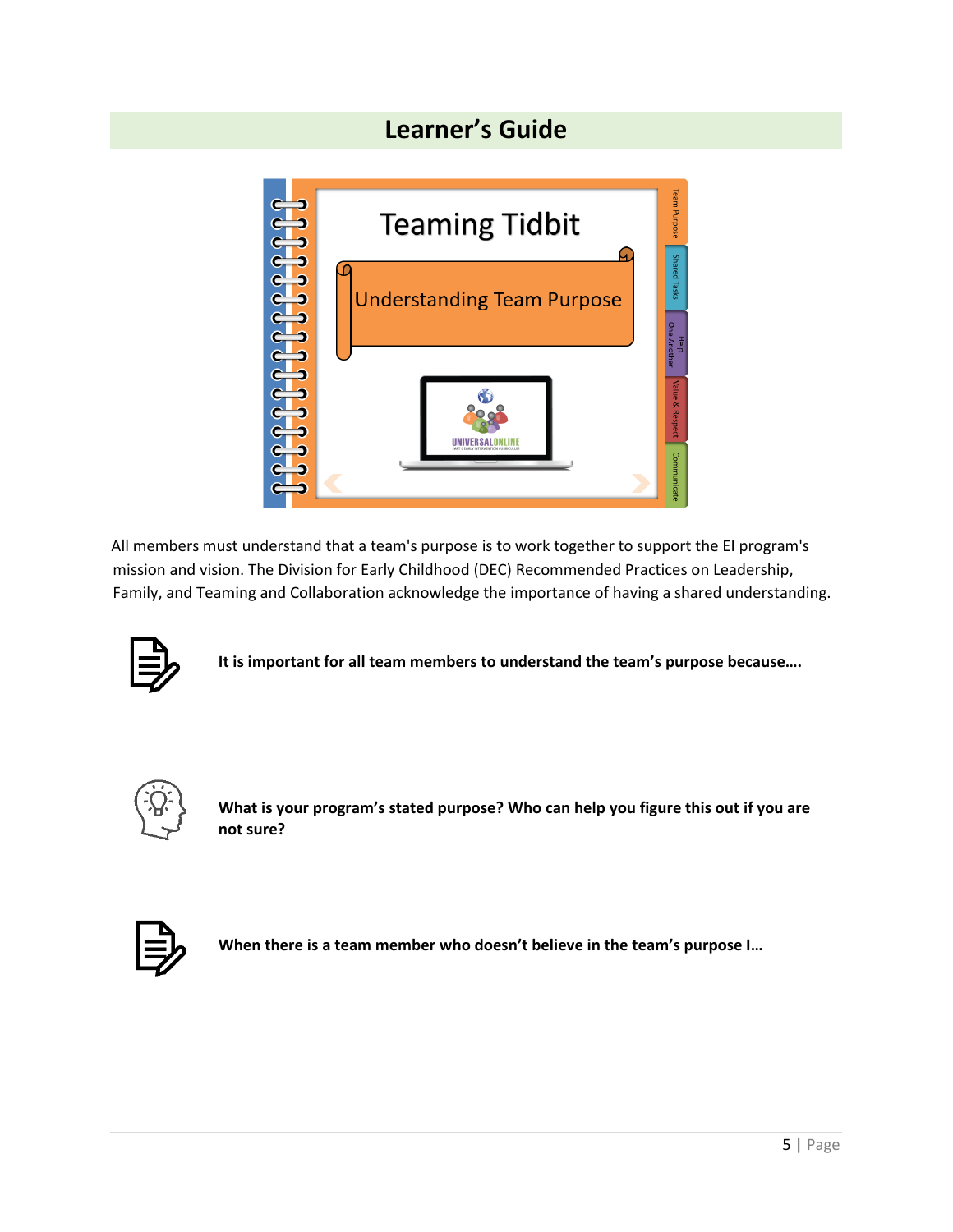# Learner's Guide

All members must understand that a team's purpose is to work together to support the EI program's mission and vision. The Division for Early Childhood (DEC) Recommended Practices on Leadership, Family, and Teaming and Collaboration acknowledge the importance of having a shared understanding.

**It is important for all team members to understand the team's purpose because….**

**What is your program's stated purpose? Who can help you figure this out if you are not sure?**

**When there is a team member who doesn't believe in the team's purpose I…**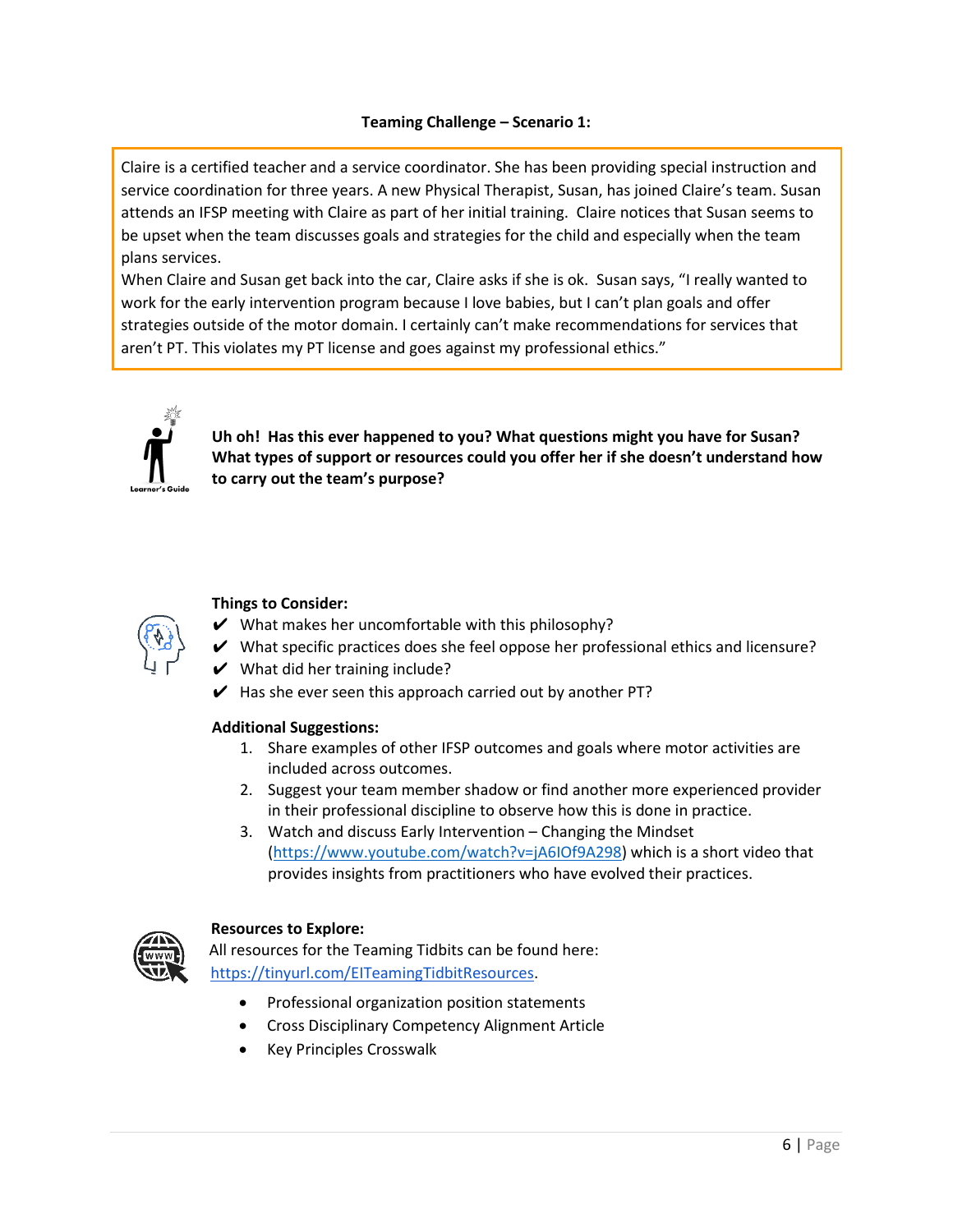### Teaming Challenge – Scenario 1:

Claire is a certified teacher and a service coordinator. She has been providing special instruction and service coordination for three years. A new Physical Therapist, Susan, has joined Claire's team. Susan attends an IFSP meeting with Claire as part of her initial training. Claire notices that Susan seems to be upset when the team discusses goals and strategies for the child and especially when the team plans services.

When Claire and Susan get back into the car, Claire asks if she is ok. Susan says, "I really wanted to work for the early intervention program because I love babies, but I can't plan goals and offer strategies outside of the motor domain. I certainly can't make recommendations for services that aren't PT. This violates my PT license and goes against my professional ethics."

**Uh oh! Has this ever happened to you? What questions might you have for Susan? What types of support or resources could you offer her if she doesn't understand how to carry out the team's purpose?**

**Things to Consider:**

- ✔ What makes her uncomfortable with this philosophy?
- ✔ What specific practices does she feel oppose her professional ethics and licensure?
- ✔ What did her training include?
- ✔ Has she ever seen this approach carried out by another PT?

**Additional Suggestions:**

1. Share examples of other IFSP outcomes and goals where motor activities are included across outcomes.
2. Suggest your team member shadow or find another more experienced provider in their professional discipline to observe how this is done in practice.
3. Watch and discuss Early Intervention – Changing the Mindset (https://www.youtube.com/watch?v=jA6IOf9A298) which is a short video that provides insights from practitioners who have evolved their practices.

**Resources to Explore:**

All resources for the Teaming Tidbits can be found here: https://tinyurl.com/EITeamingTidbitResources.

- Professional organization position statements
- Cross Disciplinary Competency Alignment Article
- Key Principles Crosswalk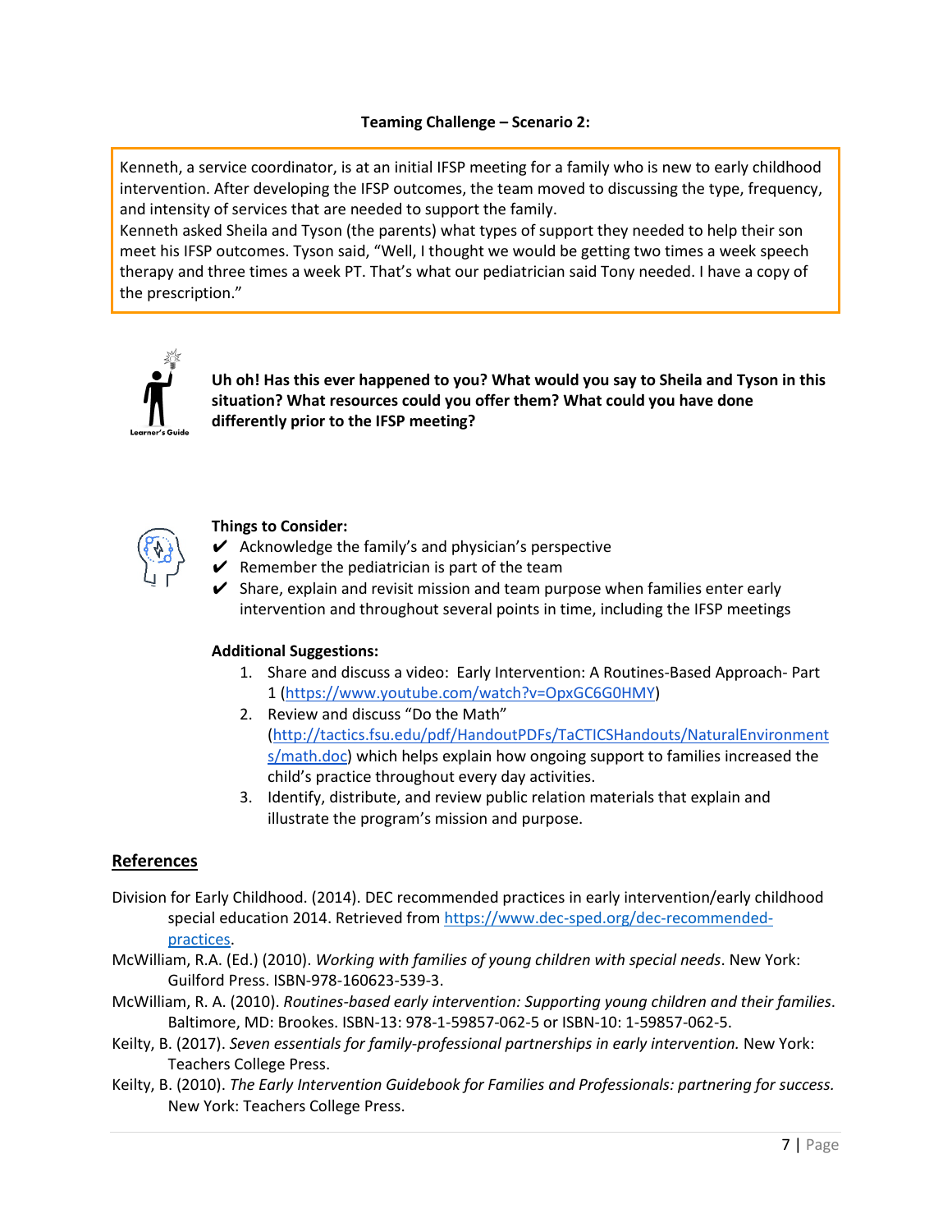**Teaming Challenge – Scenario 2:**

Kenneth, a service coordinator, is at an initial IFSP meeting for a family who is new to early childhood intervention. After developing the IFSP outcomes, the team moved to discussing the type, frequency, and intensity of services that are needed to support the family.
Kenneth asked Sheila and Tyson (the parents) what types of support they needed to help their son meet his IFSP outcomes. Tyson said, "Well, I thought we would be getting two times a week speech therapy and three times a week PT. That's what our pediatrician said Tony needed. I have a copy of the prescription."

**Uh oh! Has this ever happened to you? What would you say to Sheila and Tyson in this situation? What resources could you offer them? What could you have done differently prior to the IFSP meeting?**

**Things to Consider:**

- ✔ Acknowledge the family's and physician's perspective
- ✔ Remember the pediatrician is part of the team
- ✔ Share, explain and revisit mission and team purpose when families enter early intervention and throughout several points in time, including the IFSP meetings

**Additional Suggestions:**

1. Share and discuss a video: Early Intervention: A Routines-Based Approach- Part 1 (https://www.youtube.com/watch?v=OpxGC6G0HMY)
2. Review and discuss "Do the Math" (http://tactics.fsu.edu/pdf/HandoutPDFs/TaCTICSHandouts/NaturalEnvironments/math.doc) which helps explain how ongoing support to families increased the child's practice throughout every day activities.
3. Identify, distribute, and review public relation materials that explain and illustrate the program's mission and purpose.

## References

Division for Early Childhood. (2014). DEC recommended practices in early intervention/early childhood special education 2014. Retrieved from https://www.dec-sped.org/dec-recommended-practices.

McWilliam, R.A. (Ed.) (2010). *Working with families of young children with special needs*. New York: Guilford Press. ISBN-978-160623-539-3.

McWilliam, R. A. (2010). *Routines-based early intervention: Supporting young children and their families*. Baltimore, MD: Brookes. ISBN-13: 978-1-59857-062-5 or ISBN-10: 1-59857-062-5.

Keilty, B. (2017). *Seven essentials for family-professional partnerships in early intervention.* New York: Teachers College Press.

Keilty, B. (2010). *The Early Intervention Guidebook for Families and Professionals: partnering for success.* New York: Teachers College Press.